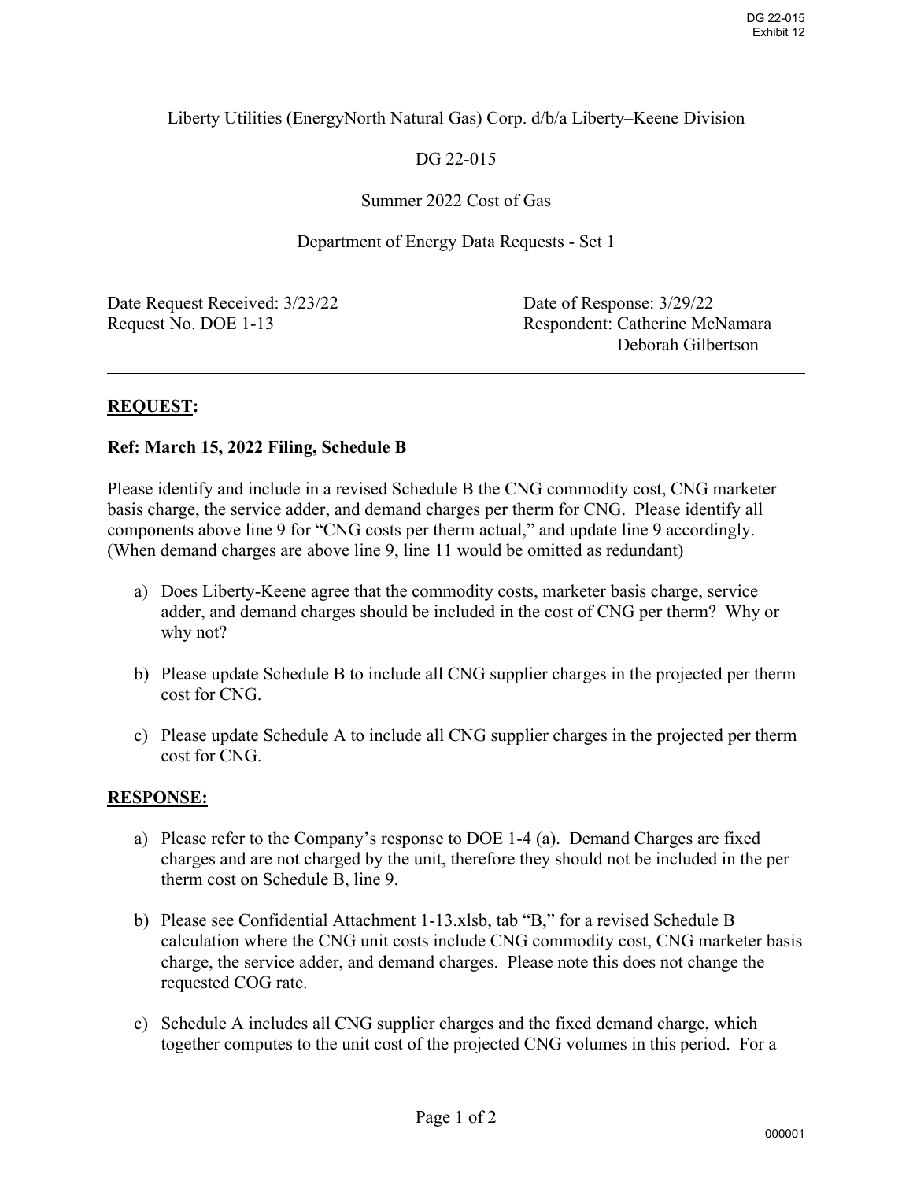Liberty Utilities (EnergyNorth Natural Gas) Corp. d/b/a Liberty–Keene Division

DG 22-015

Summer 2022 Cost of Gas

Department of Energy Data Requests - Set 1

Date Request Received: 3/23/22
Request No. DOE 1-13

Date of Response: 3/29/22
Respondent: Catherine McNamara
Deborah Gilbertson

---

**REQUEST:**

**Ref: March 15, 2022 Filing, Schedule B**

Please identify and include in a revised Schedule B the CNG commodity cost, CNG marketer basis charge, the service adder, and demand charges per therm for CNG. Please identify all components above line 9 for "CNG costs per therm actual," and update line 9 accordingly. (When demand charges are above line 9, line 11 would be omitted as redundant)

a) Does Liberty-Keene agree that the commodity costs, marketer basis charge, service adder, and demand charges should be included in the cost of CNG per therm? Why or why not?

b) Please update Schedule B to include all CNG supplier charges in the projected per therm cost for CNG.

c) Please update Schedule A to include all CNG supplier charges in the projected per therm cost for CNG.

**RESPONSE:**

a) Please refer to the Company's response to DOE 1-4 (a). Demand Charges are fixed charges and are not charged by the unit, therefore they should not be included in the per therm cost on Schedule B, line 9.

b) Please see Confidential Attachment 1-13.xlsb, tab "B," for a revised Schedule B calculation where the CNG unit costs include CNG commodity cost, CNG marketer basis charge, the service adder, and demand charges. Please note this does not change the requested COG rate.

c) Schedule A includes all CNG supplier charges and the fixed demand charge, which together computes to the unit cost of the projected CNG volumes in this period. For a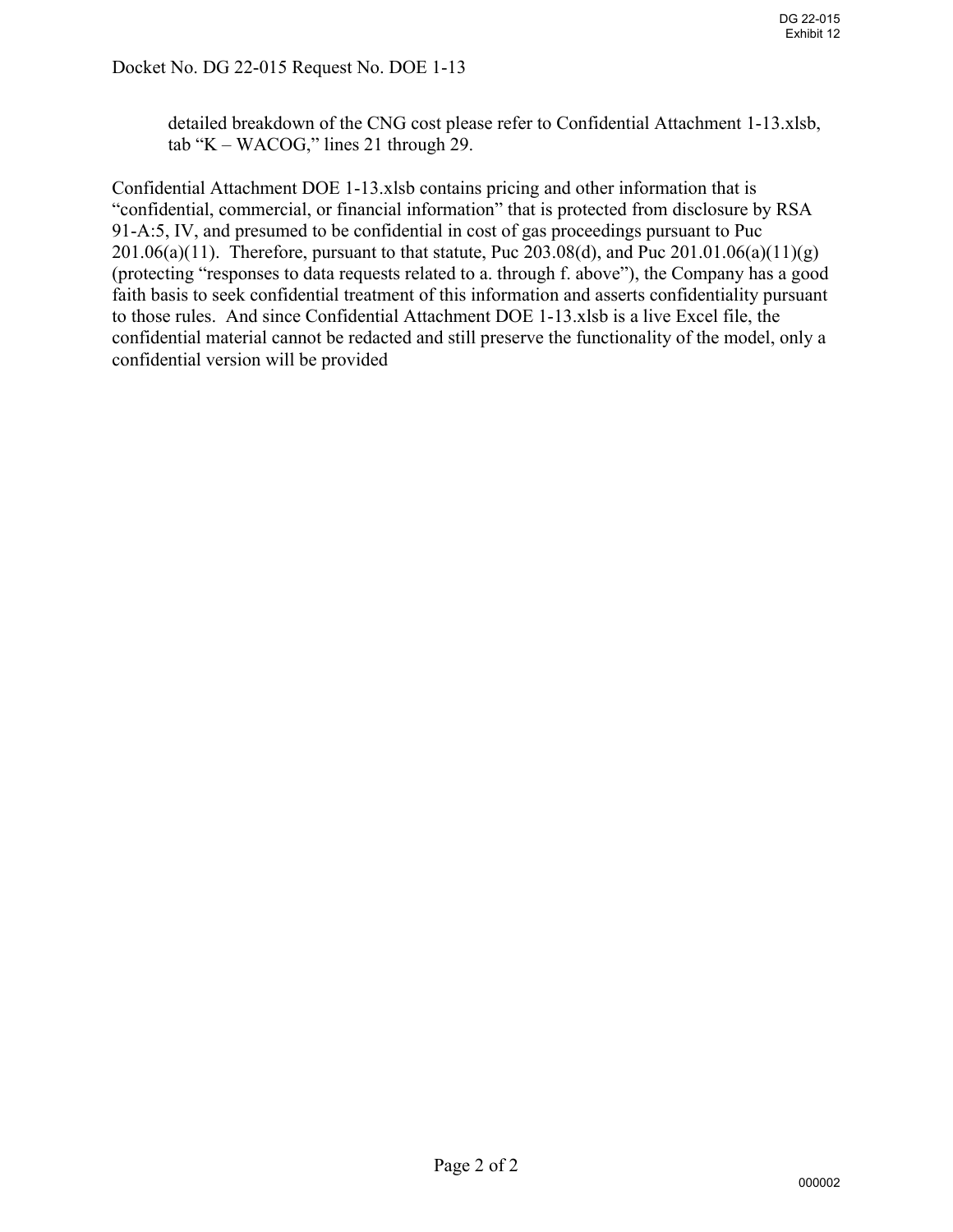Docket No. DG 22-015 Request No. DOE 1-13

detailed breakdown of the CNG cost please refer to Confidential Attachment 1-13.xlsb, tab "K – WACOG," lines 21 through 29.

Confidential Attachment DOE 1-13.xlsb contains pricing and other information that is "confidential, commercial, or financial information" that is protected from disclosure by RSA 91-A:5, IV, and presumed to be confidential in cost of gas proceedings pursuant to Puc 201.06(a)(11). Therefore, pursuant to that statute, Puc 203.08(d), and Puc 201.01.06(a)(11)(g) (protecting "responses to data requests related to a. through f. above"), the Company has a good faith basis to seek confidential treatment of this information and asserts confidentiality pursuant to those rules. And since Confidential Attachment DOE 1-13.xlsb is a live Excel file, the confidential material cannot be redacted and still preserve the functionality of the model, only a confidential version will be provided